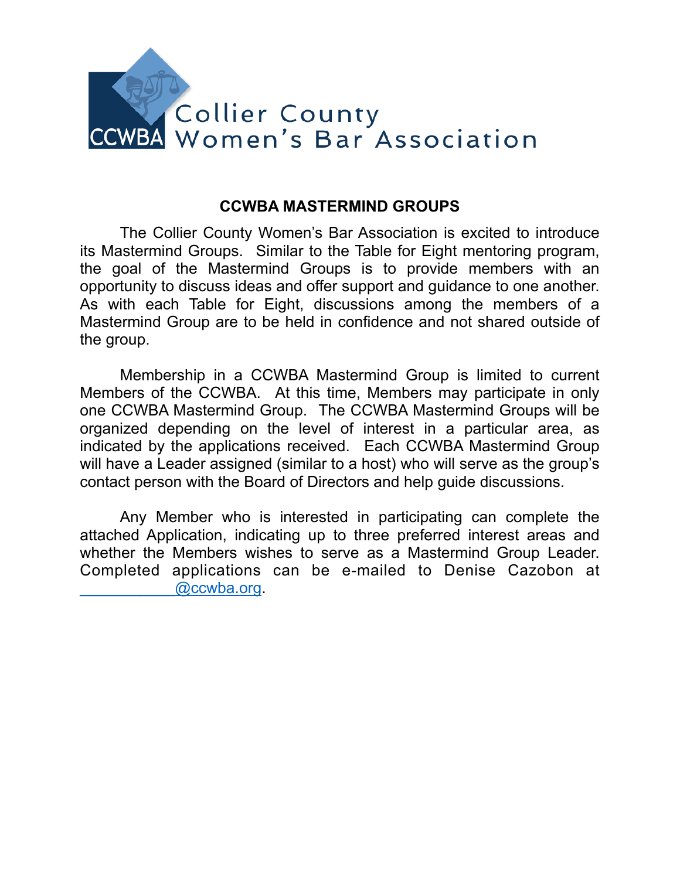CCWBA Collier County Women's Bar Association

## CCWBA MASTERMIND GROUPS

The Collier County Women's Bar Association is excited to introduce its Mastermind Groups. Similar to the Table for Eight mentoring program, the goal of the Mastermind Groups is to provide members with an opportunity to discuss ideas and offer support and guidance to one another. As with each Table for Eight, discussions among the members of a Mastermind Group are to be held in confidence and not shared outside of the group.

Membership in a CCWBA Mastermind Group is limited to current Members of the CCWBA. At this time, Members may participate in only one CCWBA Mastermind Group. The CCWBA Mastermind Groups will be organized depending on the level of interest in a particular area, as indicated by the applications received. Each CCWBA Mastermind Group will have a Leader assigned (similar to a host) who will serve as the group's contact person with the Board of Directors and help guide discussions.

Any Member who is interested in participating can complete the attached Application, indicating up to three preferred interest areas and whether the Members wishes to serve as a Mastermind Group Leader. Completed applications can be e-mailed to Denise Cazobon at ___________@ccwba.org.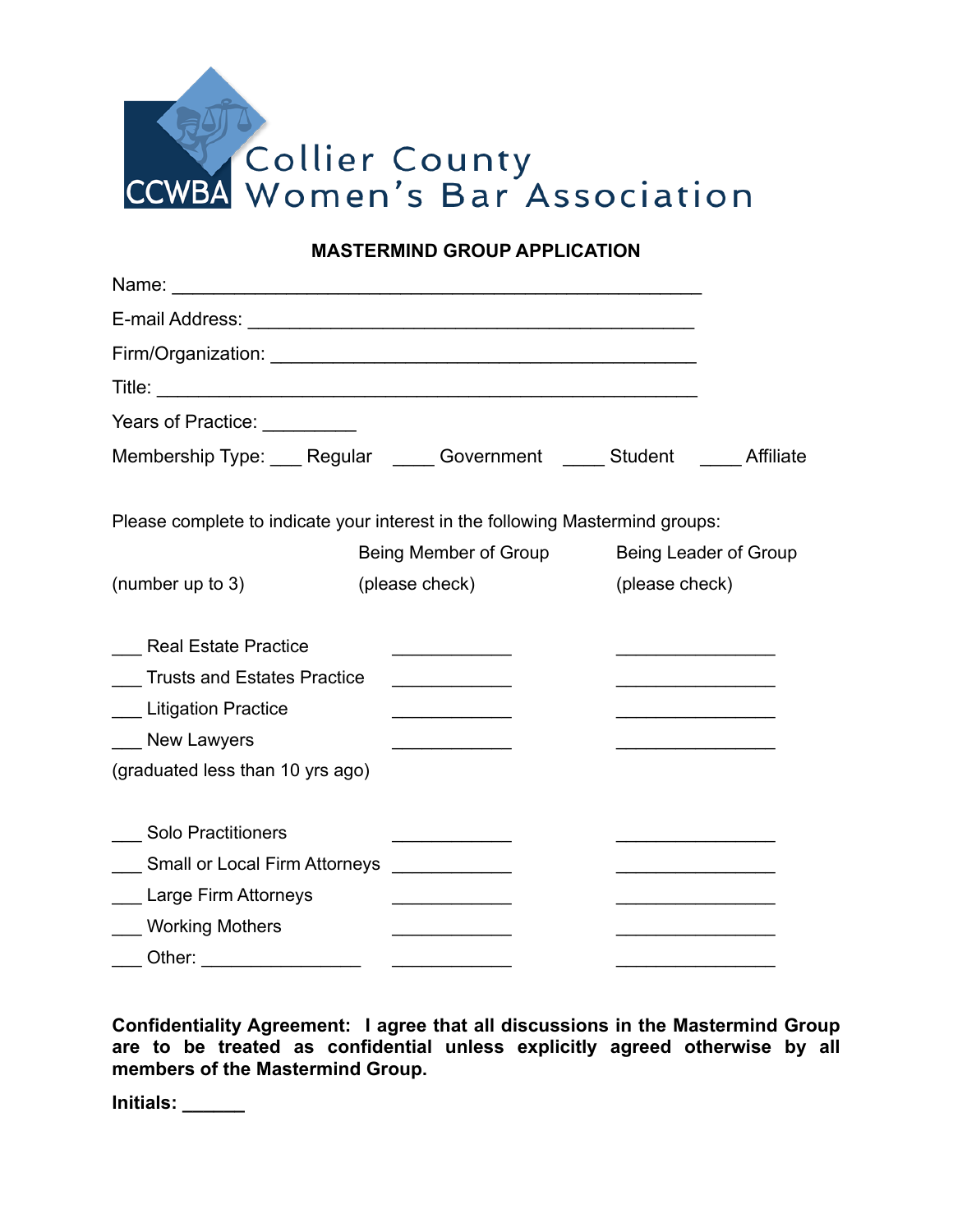# Collier County Women's Bar Association

CCWBA

## MASTERMIND GROUP APPLICATION

Name: ______________________________________________________

E-mail Address: ______________________________________________

Firm/Organization: ____________________________________________

Title: ______________________________________________________

Years of Practice: _________

Membership Type: ___ Regular ____ Government ____ Student ____ Affiliate

Please complete to indicate your interest in the following Mastermind groups:

| (number up to 3) | Being Member of Group (please check) | Being Leader of Group (please check) |
|---|---|---|
| ___ Real Estate Practice | ____________ | ________________ |
| ___ Trusts and Estates Practice | ____________ | ________________ |
| ___ Litigation Practice | ____________ | ________________ |
| ___ New Lawyers (graduated less than 10 yrs ago) | ____________ | ________________ |
| ___ Solo Practitioners | ____________ | ________________ |
| ___ Small or Local Firm Attorneys | ____________ | ________________ |
| ___ Large Firm Attorneys | ____________ | ________________ |
| ___ Working Mothers | ____________ | ________________ |
| ___ Other: ________________ | ____________ | ________________ |

**Confidentiality Agreement: I agree that all discussions in the Mastermind Group are to be treated as confidential unless explicitly agreed otherwise by all members of the Mastermind Group.**

**Initials: ______**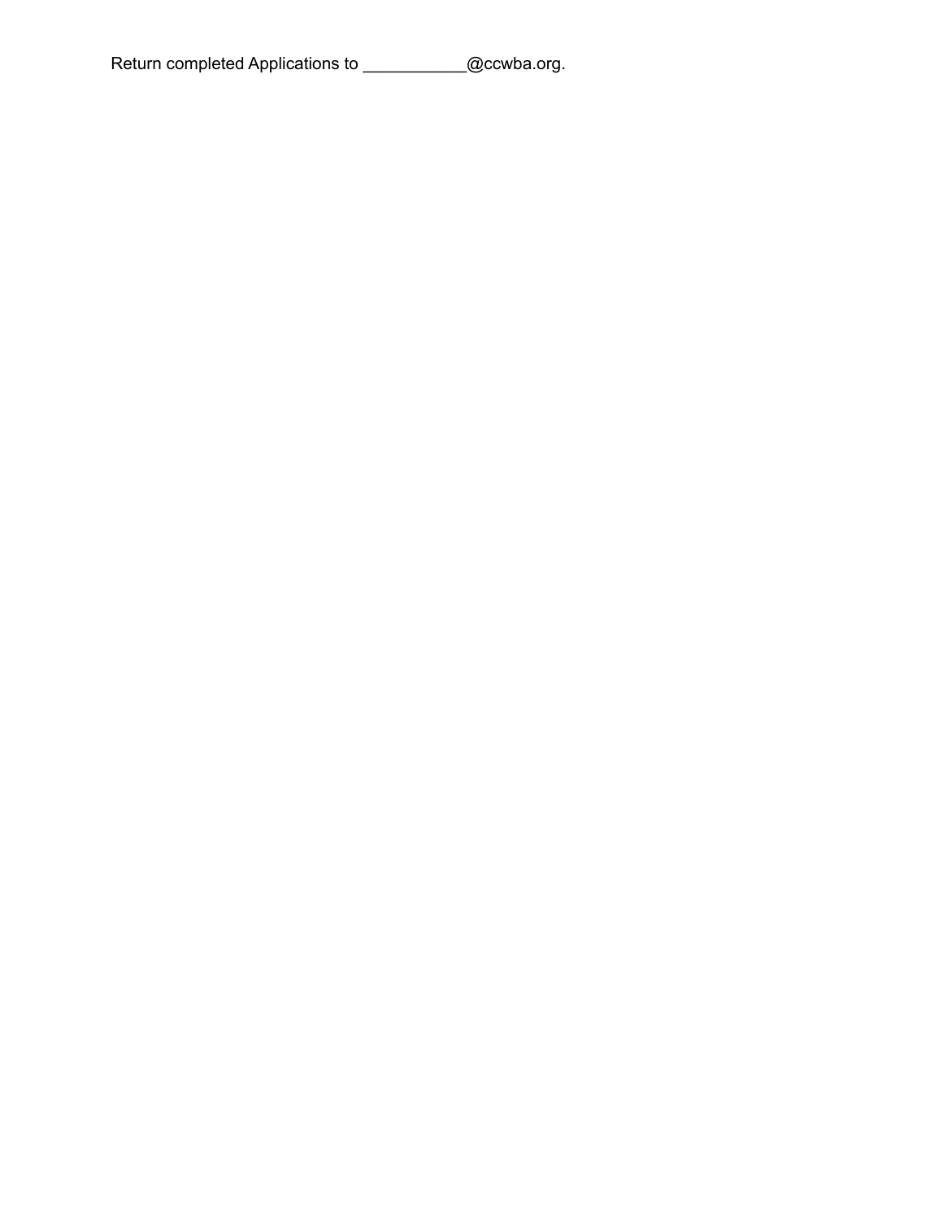Return completed Applications to ___________@ccwba.org.